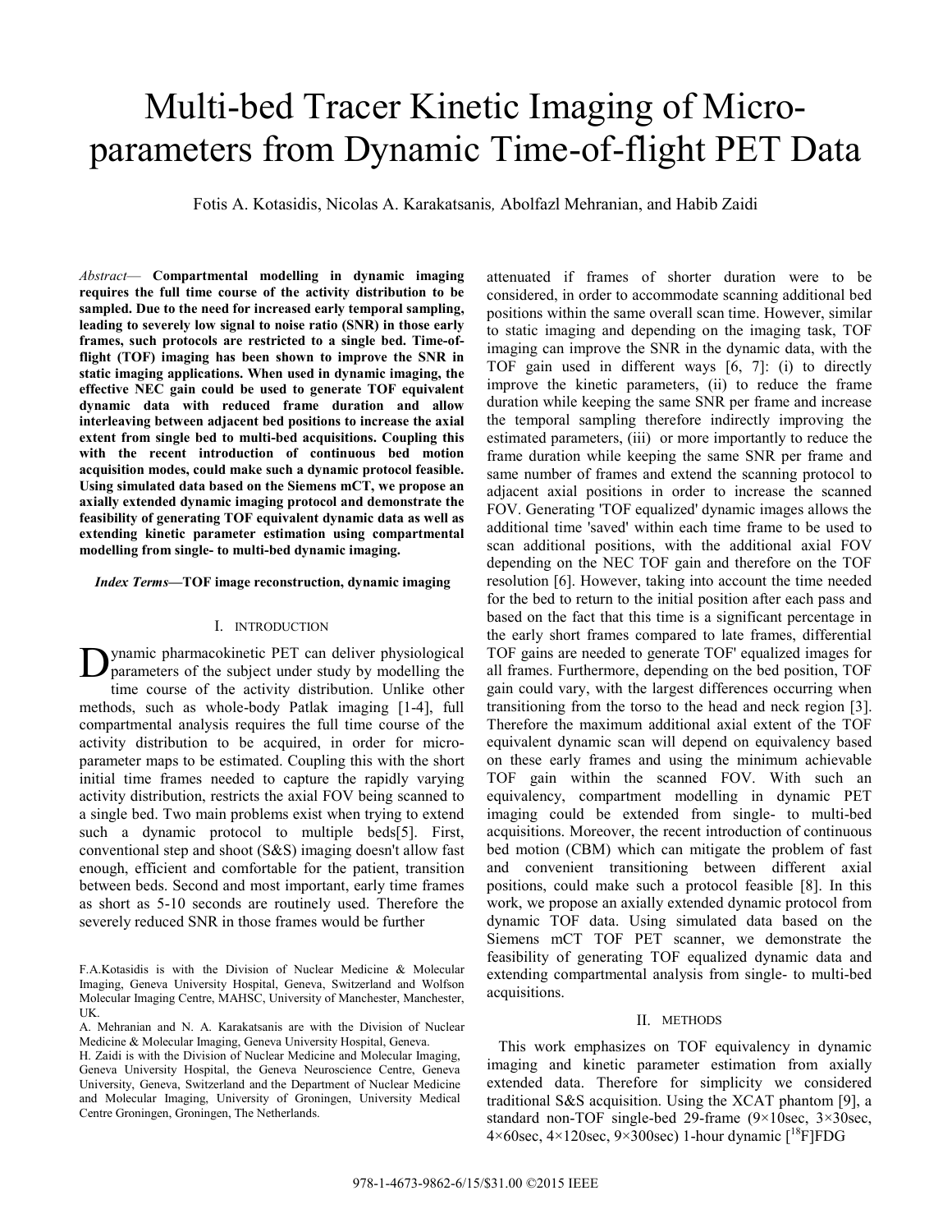# Multi-bed Tracer Kinetic Imaging of Micro-parameters from Dynamic Time-of-flight PET Data

Fotis A. Kotasidis, Nicolas A. Karakatsanis, Abolfazl Mehranian, and Habib Zaidi

*Abstract*— **Compartmental modelling in dynamic imaging requires the full time course of the activity distribution to be sampled. Due to the need for increased early temporal sampling, leading to severely low signal to noise ratio (SNR) in those early frames, such protocols are restricted to a single bed. Time-of-flight (TOF) imaging has been shown to improve the SNR in static imaging applications. When used in dynamic imaging, the effective NEC gain could be used to generate TOF equivalent dynamic data with reduced frame duration and allow interleaving between adjacent bed positions to increase the axial extent from single bed to multi-bed acquisitions. Coupling this with the recent introduction of continuous bed motion acquisition modes, could make such a dynamic protocol feasible. Using simulated data based on the Siemens mCT, we propose an axially extended dynamic imaging protocol and demonstrate the feasibility of generating TOF equivalent dynamic data as well as extending kinetic parameter estimation using compartmental modelling from single- to multi-bed dynamic imaging.**

***Index Terms*—TOF image reconstruction, dynamic imaging**

## I. Introduction

Dynamic pharmacokinetic PET can deliver physiological parameters of the subject under study by modelling the time course of the activity distribution. Unlike other methods, such as whole-body Patlak imaging [1-4], full compartmental analysis requires the full time course of the activity distribution to be acquired, in order for micro-parameter maps to be estimated. Coupling this with the short initial time frames needed to capture the rapidly varying activity distribution, restricts the axial FOV being scanned to a single bed. Two main problems exist when trying to extend such a dynamic protocol to multiple beds[5]. First, conventional step and shoot (S&S) imaging doesn't allow fast enough, efficient and comfortable for the patient, transition between beds. Second and most important, early time frames as short as 5-10 seconds are routinely used. Therefore the severely reduced SNR in those frames would be further attenuated if frames of shorter duration were to be considered, in order to accommodate scanning additional bed positions within the same overall scan time. However, similar to static imaging and depending on the imaging task, TOF imaging can improve the SNR in the dynamic data, with the TOF gain used in different ways [6, 7]: (i) to directly improve the kinetic parameters, (ii) to reduce the frame duration while keeping the same SNR per frame and increase the temporal sampling therefore indirectly improving the estimated parameters, (iii) or more importantly to reduce the frame duration while keeping the same SNR per frame and same number of frames and extend the scanning protocol to adjacent axial positions in order to increase the scanned FOV. Generating 'TOF equalized' dynamic images allows the additional time 'saved' within each time frame to be used to scan additional positions, with the additional axial FOV depending on the NEC TOF gain and therefore on the TOF resolution [6]. However, taking into account the time needed for the bed to return to the initial position after each pass and based on the fact that this time is a significant percentage in the early short frames compared to late frames, differential TOF gains are needed to generate TOF' equalized images for all frames. Furthermore, depending on the bed position, TOF gain could vary, with the largest differences occurring when transitioning from the torso to the head and neck region [3]. Therefore the maximum additional axial extent of the TOF equivalent dynamic scan will depend on equivalency based on these early frames and using the minimum achievable TOF gain within the scanned FOV. With such an equivalency, compartment modelling in dynamic PET imaging could be extended from single- to multi-bed acquisitions. Moreover, the recent introduction of continuous bed motion (CBM) which can mitigate the problem of fast and convenient transitioning between different axial positions, could make such a protocol feasible [8]. In this work, we propose an axially extended dynamic protocol from dynamic TOF data. Using simulated data based on the Siemens mCT TOF PET scanner, we demonstrate the feasibility of generating TOF equalized dynamic data and extending compartmental analysis from single- to multi-bed acquisitions.

## II. Methods

This work emphasizes on TOF equivalency in dynamic imaging and kinetic parameter estimation from axially extended data. Therefore for simplicity we considered traditional S&S acquisition. Using the XCAT phantom [9], a standard non-TOF single-bed 29-frame (9×10sec, 3×30sec, 4×60sec, 4×120sec, 9×300sec) 1-hour dynamic [$^{18}$F]FDG

F.A.Kotasidis is with the Division of Nuclear Medicine & Molecular Imaging, Geneva University Hospital, Geneva, Switzerland and Wolfson Molecular Imaging Centre, MAHSC, University of Manchester, Manchester, UK.

A. Mehranian and N. A. Karakatsanis are with the Division of Nuclear Medicine & Molecular Imaging, Geneva University Hospital, Geneva.

H. Zaidi is with the Division of Nuclear Medicine and Molecular Imaging, Geneva University Hospital, the Geneva Neuroscience Centre, Geneva University, Geneva, Switzerland and the Department of Nuclear Medicine and Molecular Imaging, University of Groningen, University Medical Centre Groningen, Groningen, The Netherlands.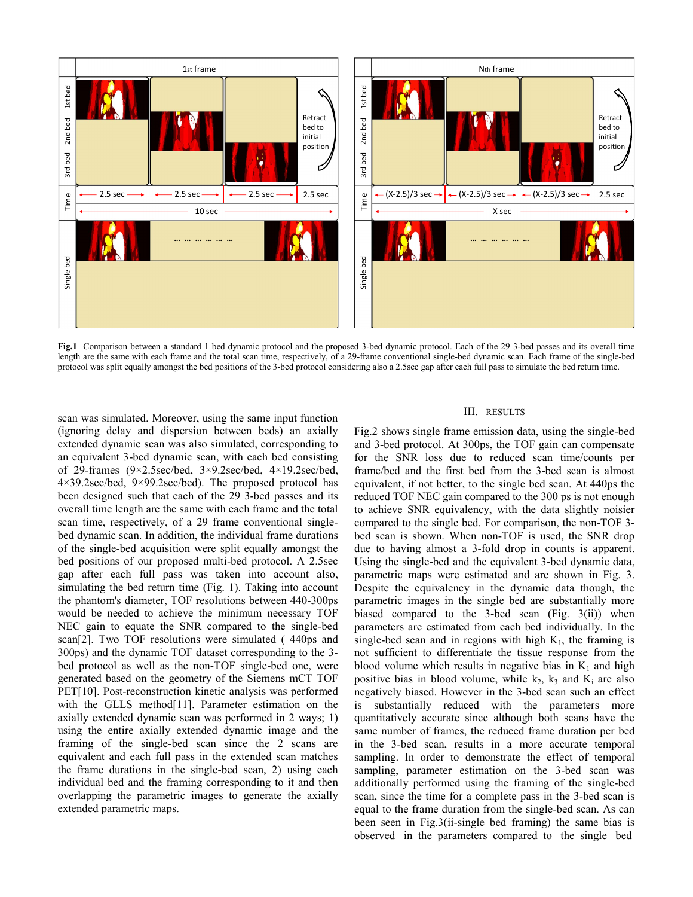**Fig.1** Comparison between a standard 1 bed dynamic protocol and the proposed 3-bed dynamic protocol. Each of the 29 3-bed passes and its overall time length are the same with each frame and the total scan time, respectively, of a 29-frame conventional single-bed dynamic scan. Each frame of the single-bed protocol was split equally amongst the bed positions of the 3-bed protocol considering also a 2.5sec gap after each full pass to simulate the bed return time.

scan was simulated. Moreover, using the same input function (ignoring delay and dispersion between beds) an axially extended dynamic scan was also simulated, corresponding to an equivalent 3-bed dynamic scan, with each bed consisting of 29-frames (9×2.5sec/bed, 3×9.2sec/bed, 4×19.2sec/bed, 4×39.2sec/bed, 9×99.2sec/bed). The proposed protocol has been designed such that each of the 29 3-bed passes and its overall time length are the same with each frame and the total scan time, respectively, of a 29 frame conventional single-bed dynamic scan. In addition, the individual frame durations of the single-bed acquisition were split equally amongst the bed positions of our proposed multi-bed protocol. A 2.5sec gap after each full pass was taken into account also, simulating the bed return time (Fig. 1). Taking into account the phantom's diameter, TOF resolutions between 440-300ps would be needed to achieve the minimum necessary TOF NEC gain to equate the SNR compared to the single-bed scan[2]. Two TOF resolutions were simulated ( 440ps and 300ps) and the dynamic TOF dataset corresponding to the 3-bed protocol as well as the non-TOF single-bed one, were generated based on the geometry of the Siemens mCT TOF PET[10]. Post-reconstruction kinetic analysis was performed with the GLLS method[11]. Parameter estimation on the axially extended dynamic scan was performed in 2 ways; 1) using the entire axially extended dynamic image and the framing of the single-bed scan since the 2 scans are equivalent and each full pass in the extended scan matches the frame durations in the single-bed scan, 2) using each individual bed and the framing corresponding to it and then overlapping the parametric images to generate the axially extended parametric maps.

## III. RESULTS

Fig.2 shows single frame emission data, using the single-bed and 3-bed protocol. At 300ps, the TOF gain can compensate for the SNR loss due to reduced scan time/counts per frame/bed and the first bed from the 3-bed scan is almost equivalent, if not better, to the single bed scan. At 440ps the reduced TOF NEC gain compared to the 300 ps is not enough to achieve SNR equivalency, with the data slightly noisier compared to the single bed. For comparison, the non-TOF 3-bed scan is shown. When non-TOF is used, the SNR drop due to having almost a 3-fold drop in counts is apparent. Using the single-bed and the equivalent 3-bed dynamic data, parametric maps were estimated and are shown in Fig. 3. Despite the equivalency in the dynamic data though, the parametric images in the single bed are substantially more biased compared to the 3-bed scan (Fig. 3(ii)) when parameters are estimated from each bed individually. In the single-bed scan and in regions with high $K_1$, the framing is not sufficient to differentiate the tissue response from the blood volume which results in negative bias in $K_1$ and high positive bias in blood volume, while $k_2$, $k_3$ and $K_i$ are also negatively biased. However in the 3-bed scan such an effect is substantially reduced with the parameters more quantitatively accurate since although both scans have the same number of frames, the reduced frame duration per bed in the 3-bed scan, results in a more accurate temporal sampling. In order to demonstrate the effect of temporal sampling, parameter estimation on the 3-bed scan was additionally performed using the framing of the single-bed scan, since the time for a complete pass in the 3-bed scan is equal to the frame duration from the single-bed scan. As can been seen in Fig.3(ii-single bed framing) the same bias is observed in the parameters compared to the single bed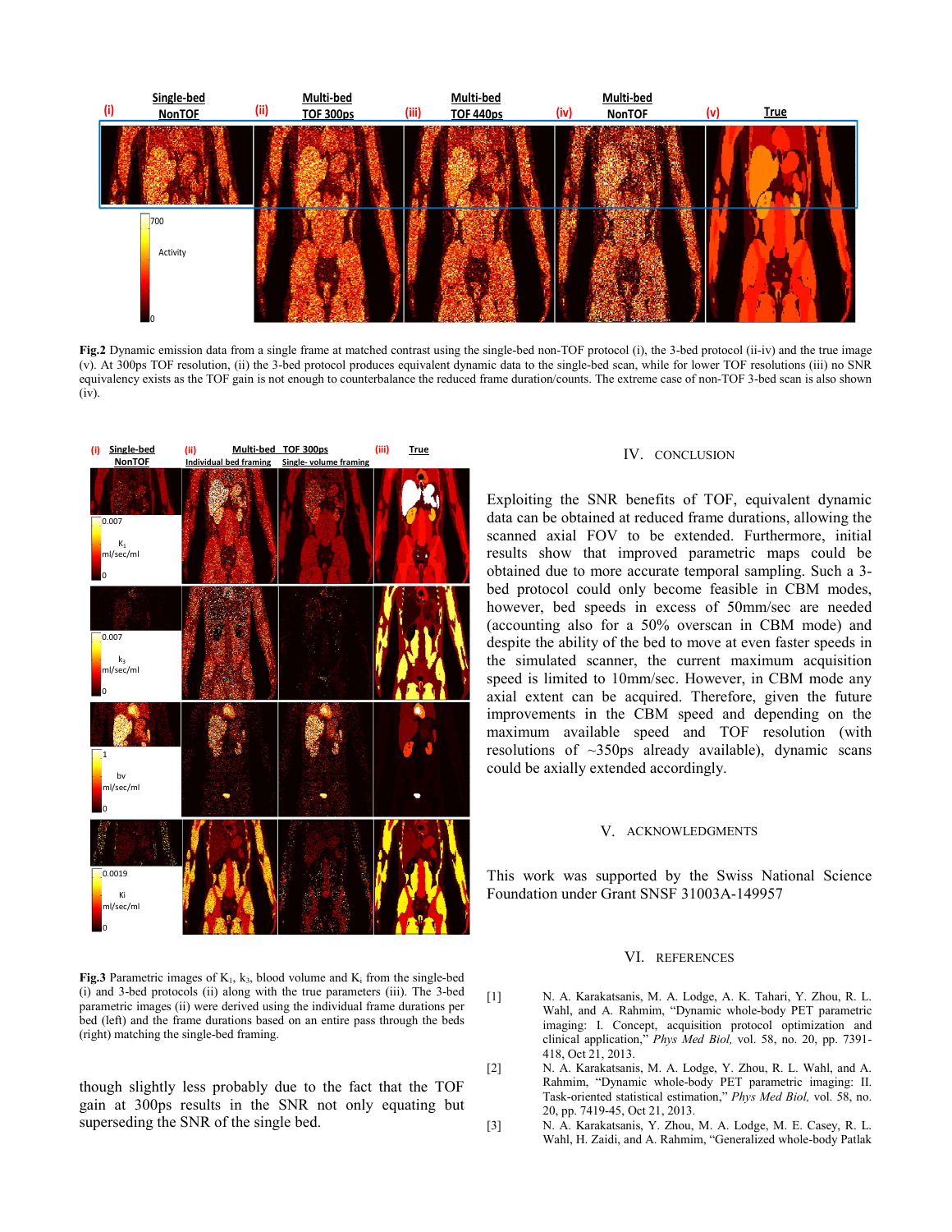**Fig.2** Dynamic emission data from a single frame at matched contrast using the single-bed non-TOF protocol (i), the 3-bed protocol (ii-iv) and the true image (v). At 300ps TOF resolution, (ii) the 3-bed protocol produces equivalent dynamic data to the single-bed scan, while for lower TOF resolutions (iii) no SNR equivalency exists as the TOF gain is not enough to counterbalance the reduced frame duration/counts. The extreme case of non-TOF 3-bed scan is also shown (iv).

**Fig.3** Parametric images of $K_1$, $k_3$, blood volume and $K_i$ from the single-bed (i) and 3-bed protocols (ii) along with the true parameters (iii). The 3-bed parametric images (ii) were derived using the individual frame durations per bed (left) and the frame durations based on an entire pass through the beds (right) matching the single-bed framing.

though slightly less probably due to the fact that the TOF gain at 300ps results in the SNR not only equating but superseding the SNR of the single bed.

## IV. Conclusion

Exploiting the SNR benefits of TOF, equivalent dynamic data can be obtained at reduced frame durations, allowing the scanned axial FOV to be extended. Furthermore, initial results show that improved parametric maps could be obtained due to more accurate temporal sampling. Such a 3-bed protocol could only become feasible in CBM modes, however, bed speeds in excess of 50mm/sec are needed (accounting also for a 50% overscan in CBM mode) and despite the ability of the bed to move at even faster speeds in the simulated scanner, the current maximum acquisition speed is limited to 10mm/sec. However, in CBM mode any axial extent can be acquired. Therefore, given the future improvements in the CBM speed and depending on the maximum available speed and TOF resolution (with resolutions of ~350ps already available), dynamic scans could be axially extended accordingly.

## V. Acknowledgments

This work was supported by the Swiss National Science Foundation under Grant SNSF 31003A-149957

## VI. References

[1] N. A. Karakatsanis, M. A. Lodge, A. K. Tahari, Y. Zhou, R. L. Wahl, and A. Rahmim, "Dynamic whole-body PET parametric imaging: I. Concept, acquisition protocol optimization and clinical application," *Phys Med Biol,* vol. 58, no. 20, pp. 7391-418, Oct 21, 2013.

[2] N. A. Karakatsanis, M. A. Lodge, Y. Zhou, R. L. Wahl, and A. Rahmim, "Dynamic whole-body PET parametric imaging: II. Task-oriented statistical estimation," *Phys Med Biol,* vol. 58, no. 20, pp. 7419-45, Oct 21, 2013.

[3] N. A. Karakatsanis, Y. Zhou, M. A. Lodge, M. E. Casey, R. L. Wahl, H. Zaidi, and A. Rahmim, "Generalized whole-body Patlak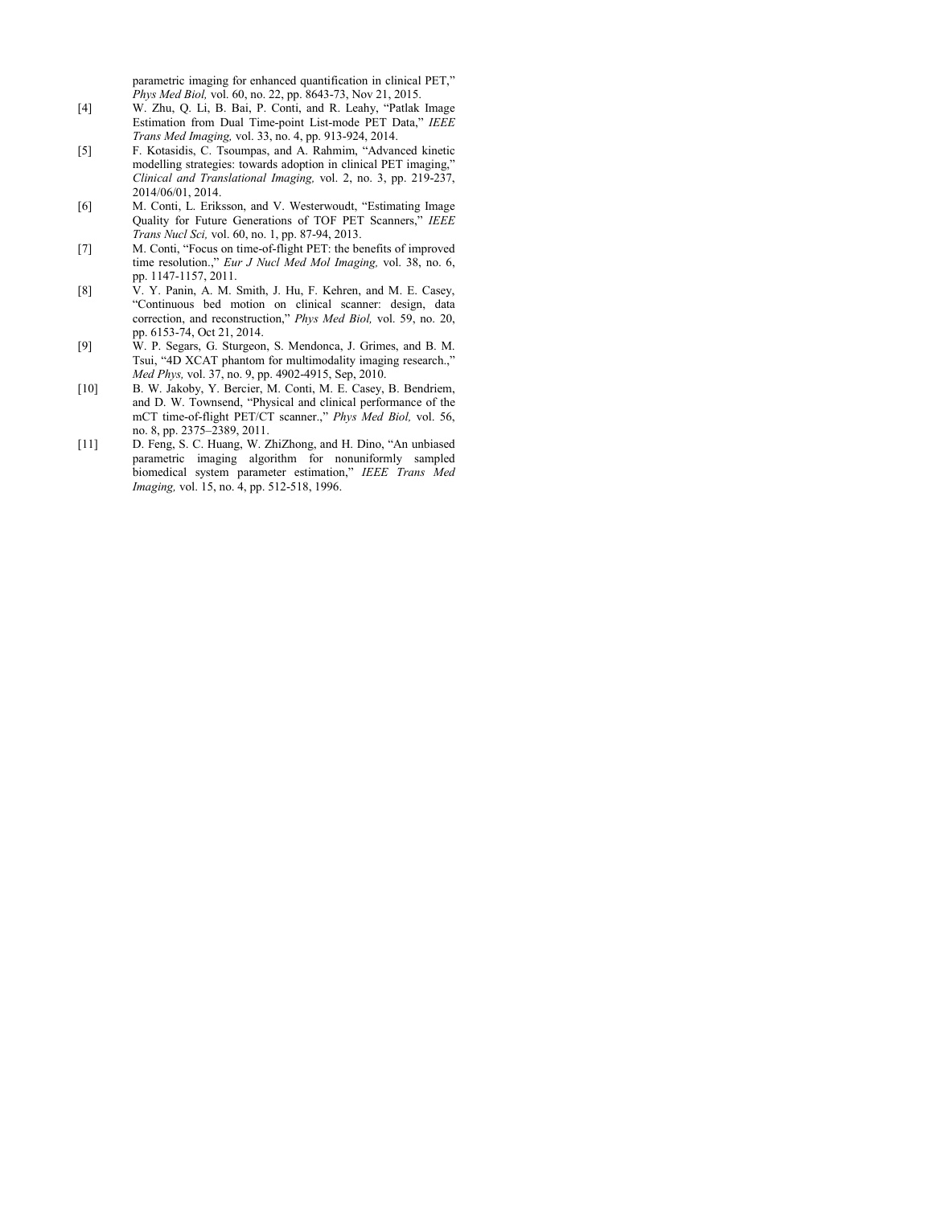parametric imaging for enhanced quantification in clinical PET," *Phys Med Biol,* vol. 60, no. 22, pp. 8643-73, Nov 21, 2015.

[4] W. Zhu, Q. Li, B. Bai, P. Conti, and R. Leahy, "Patlak Image Estimation from Dual Time-point List-mode PET Data," *IEEE Trans Med Imaging,* vol. 33, no. 4, pp. 913-924, 2014.

[5] F. Kotasidis, C. Tsoumpas, and A. Rahmim, "Advanced kinetic modelling strategies: towards adoption in clinical PET imaging," *Clinical and Translational Imaging,* vol. 2, no. 3, pp. 219-237, 2014/06/01, 2014.

[6] M. Conti, L. Eriksson, and V. Westerwoudt, "Estimating Image Quality for Future Generations of TOF PET Scanners," *IEEE Trans Nucl Sci,* vol. 60, no. 1, pp. 87-94, 2013.

[7] M. Conti, "Focus on time-of-flight PET: the benefits of improved time resolution.," *Eur J Nucl Med Mol Imaging,* vol. 38, no. 6, pp. 1147-1157, 2011.

[8] V. Y. Panin, A. M. Smith, J. Hu, F. Kehren, and M. E. Casey, "Continuous bed motion on clinical scanner: design, data correction, and reconstruction," *Phys Med Biol,* vol. 59, no. 20, pp. 6153-74, Oct 21, 2014.

[9] W. P. Segars, G. Sturgeon, S. Mendonca, J. Grimes, and B. M. Tsui, "4D XCAT phantom for multimodality imaging research.," *Med Phys,* vol. 37, no. 9, pp. 4902-4915, Sep, 2010.

[10] B. W. Jakoby, Y. Bercier, M. Conti, M. E. Casey, B. Bendriem, and D. W. Townsend, "Physical and clinical performance of the mCT time-of-flight PET/CT scanner.," *Phys Med Biol,* vol. 56, no. 8, pp. 2375–2389, 2011.

[11] D. Feng, S. C. Huang, W. ZhiZhong, and H. Dino, "An unbiased parametric imaging algorithm for nonuniformly sampled biomedical system parameter estimation," *IEEE Trans Med Imaging,* vol. 15, no. 4, pp. 512-518, 1996.